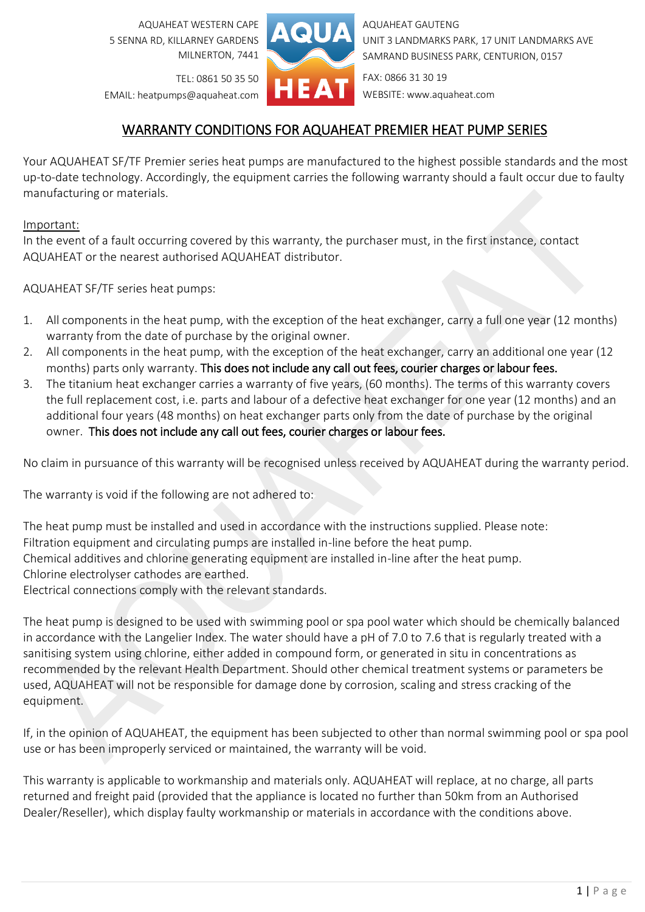AQUAHEAT WESTERN CAPE
5 SENNA RD, KILLARNEY GARDENS
MILNERTON, 7441

TEL: 0861 50 35 50
EMAIL: heatpumps@aquaheat.com

AQUAHEAT GAUTENG
UNIT 3 LANDMARKS PARK, 17 UNIT LANDMARKS AVE
SAMRAND BUSINESS PARK, CENTURION, 0157

FAX: 0866 31 30 19
WEBSITE: www.aquaheat.com

# WARRANTY CONDITIONS FOR AQUAHEAT PREMIER HEAT PUMP SERIES

Your AQUAHEAT SF/TF Premier series heat pumps are manufactured to the highest possible standards and the most up-to-date technology. Accordingly, the equipment carries the following warranty should a fault occur due to faulty manufacturing or materials.

Important:
In the event of a fault occurring covered by this warranty, the purchaser must, in the first instance, contact AQUAHEAT or the nearest authorised AQUAHEAT distributor.

AQUAHEAT SF/TF series heat pumps:

1. All components in the heat pump, with the exception of the heat exchanger, carry a full one year (12 months) warranty from the date of purchase by the original owner.
2. All components in the heat pump, with the exception of the heat exchanger, carry an additional one year (12 months) parts only warranty. **This does not include any call out fees, courier charges or labour fees.**
3. The titanium heat exchanger carries a warranty of five years, (60 months). The terms of this warranty covers the full replacement cost, i.e. parts and labour of a defective heat exchanger for one year (12 months) and an additional four years (48 months) on heat exchanger parts only from the date of purchase by the original owner. **This does not include any call out fees, courier charges or labour fees.**

No claim in pursuance of this warranty will be recognised unless received by AQUAHEAT during the warranty period.

The warranty is void if the following are not adhered to:

The heat pump must be installed and used in accordance with the instructions supplied. Please note:
Filtration equipment and circulating pumps are installed in-line before the heat pump.
Chemical additives and chlorine generating equipment are installed in-line after the heat pump.
Chlorine electrolyser cathodes are earthed.
Electrical connections comply with the relevant standards.

The heat pump is designed to be used with swimming pool or spa pool water which should be chemically balanced in accordance with the Langelier Index. The water should have a pH of 7.0 to 7.6 that is regularly treated with a sanitising system using chlorine, either added in compound form, or generated in situ in concentrations as recommended by the relevant Health Department. Should other chemical treatment systems or parameters be used, AQUAHEAT will not be responsible for damage done by corrosion, scaling and stress cracking of the equipment.

If, in the opinion of AQUAHEAT, the equipment has been subjected to other than normal swimming pool or spa pool use or has been improperly serviced or maintained, the warranty will be void.

This warranty is applicable to workmanship and materials only. AQUAHEAT will replace, at no charge, all parts returned and freight paid (provided that the appliance is located no further than 50km from an Authorised Dealer/Reseller), which display faulty workmanship or materials in accordance with the conditions above.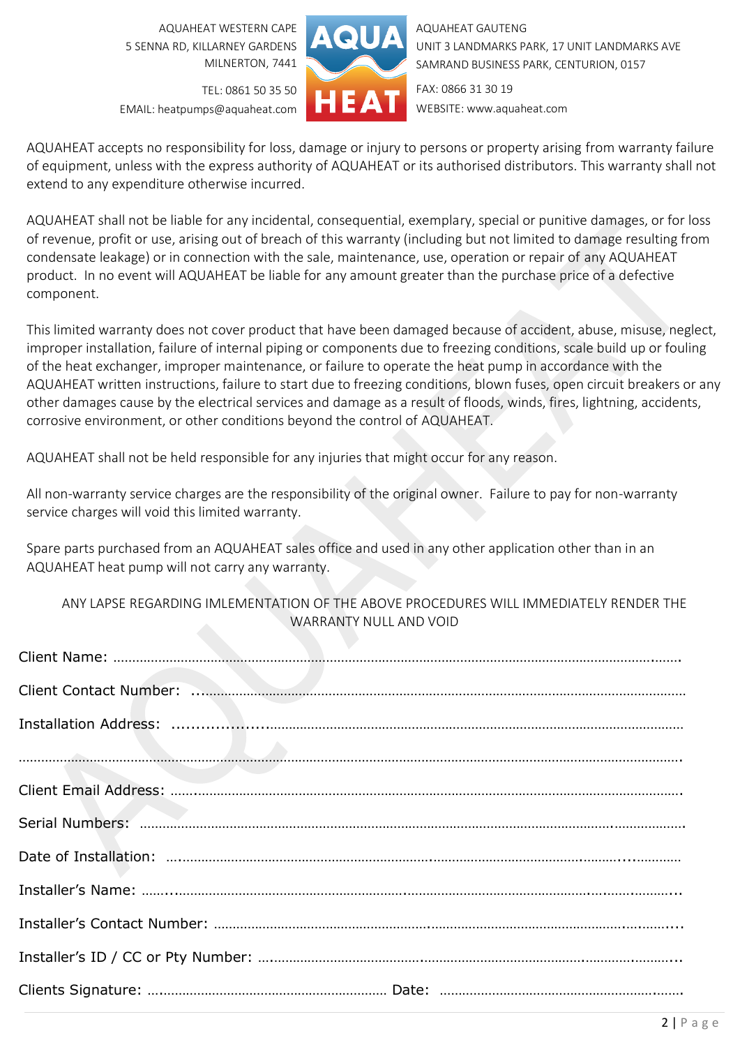AQUAHEAT WESTERN CAPE
5 SENNA RD, KILLARNEY GARDENS
MILNERTON, 7441

TEL: 0861 50 35 50
EMAIL: heatpumps@aquaheat.com

AQUAHEAT GAUTENG
UNIT 3 LANDMARKS PARK, 17 UNIT LANDMARKS AVE
SAMRAND BUSINESS PARK, CENTURION, 0157

FAX: 0866 31 30 19
WEBSITE: www.aquaheat.com

AQUAHEAT accepts no responsibility for loss, damage or injury to persons or property arising from warranty failure of equipment, unless with the express authority of AQUAHEAT or its authorised distributors. This warranty shall not extend to any expenditure otherwise incurred.

AQUAHEAT shall not be liable for any incidental, consequential, exemplary, special or punitive damages, or for loss of revenue, profit or use, arising out of breach of this warranty (including but not limited to damage resulting from condensate leakage) or in connection with the sale, maintenance, use, operation or repair of any AQUAHEAT product. In no event will AQUAHEAT be liable for any amount greater than the purchase price of a defective component.

This limited warranty does not cover product that have been damaged because of accident, abuse, misuse, neglect, improper installation, failure of internal piping or components due to freezing conditions, scale build up or fouling of the heat exchanger, improper maintenance, or failure to operate the heat pump in accordance with the AQUAHEAT written instructions, failure to start due to freezing conditions, blown fuses, open circuit breakers or any other damages cause by the electrical services and damage as a result of floods, winds, fires, lightning, accidents, corrosive environment, or other conditions beyond the control of AQUAHEAT.

AQUAHEAT shall not be held responsible for any injuries that might occur for any reason.

All non-warranty service charges are the responsibility of the original owner. Failure to pay for non-warranty service charges will void this limited warranty.

Spare parts purchased from an AQUAHEAT sales office and used in any other application other than in an AQUAHEAT heat pump will not carry any warranty.

ANY LAPSE REGARDING IMLEMENTATION OF THE ABOVE PROCEDURES WILL IMMEDIATELY RENDER THE WARRANTY NULL AND VOID

Client Name: ……………………………………………………………………………………………

Client Contact Number: ……………………………………………………………………………………

Installation Address: ……………………………………………………………………………………

……………………………………………………………………………………………………………

Client Email Address: ……………………………………………………………………………………

Serial Numbers: …………………………………………………………………………………………

Date of Installation: ……………………………………………………………………………………

Installer's Name: ………………………………………………………………………………………

Installer's Contact Number: ……………………………………………………………………………

Installer's ID / CC or Pty Number: ……………………………………………………………………

Clients Signature: ……………………………………… Date: ………………………………………